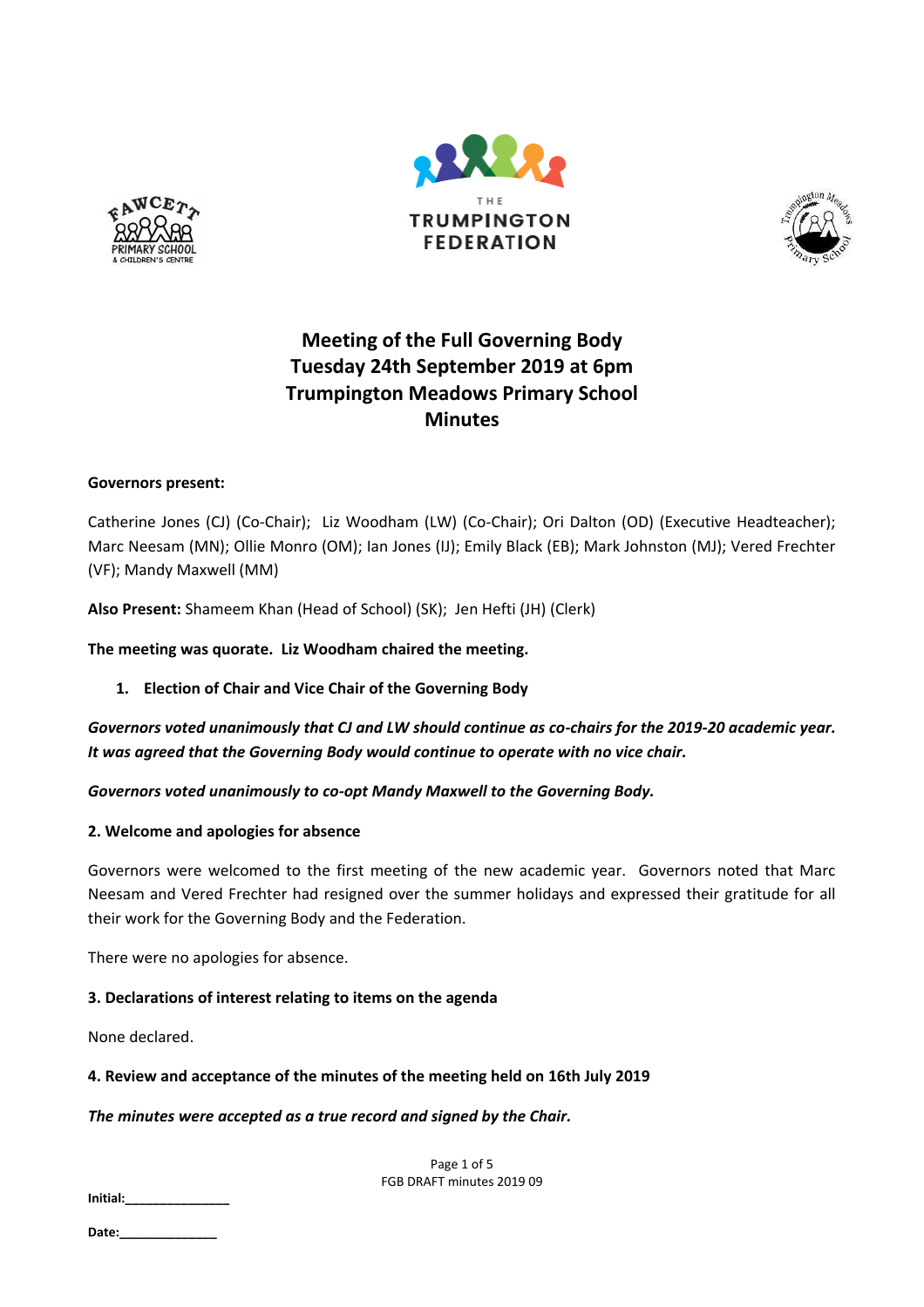# Meeting of the Full Governing Body
# Tuesday 24th September 2019 at 6pm
# Trumpington Meadows Primary School
# Minutes

**Governors present:**

Catherine Jones (CJ) (Co-Chair); Liz Woodham (LW) (Co-Chair); Ori Dalton (OD) (Executive Headteacher); Marc Neesam (MN); Ollie Monro (OM); Ian Jones (IJ); Emily Black (EB); Mark Johnston (MJ); Vered Frechter (VF); Mandy Maxwell (MM)

**Also Present:** Shameem Khan (Head of School) (SK); Jen Hefti (JH) (Clerk)

**The meeting was quorate. Liz Woodham chaired the meeting.**

1. **Election of Chair and Vice Chair of the Governing Body**

***Governors voted unanimously that CJ and LW should continue as co-chairs for the 2019-20 academic year. It was agreed that the Governing Body would continue to operate with no vice chair.***

***Governors voted unanimously to co-opt Mandy Maxwell to the Governing Body.***

**2. Welcome and apologies for absence**

Governors were welcomed to the first meeting of the new academic year. Governors noted that Marc Neesam and Vered Frechter had resigned over the summer holidays and expressed their gratitude for all their work for the Governing Body and the Federation.

There were no apologies for absence.

**3. Declarations of interest relating to items on the agenda**

None declared.

**4. Review and acceptance of the minutes of the meeting held on 16th July 2019**

***The minutes were accepted as a true record and signed by the Chair.***

Initial:_______________

Date:______________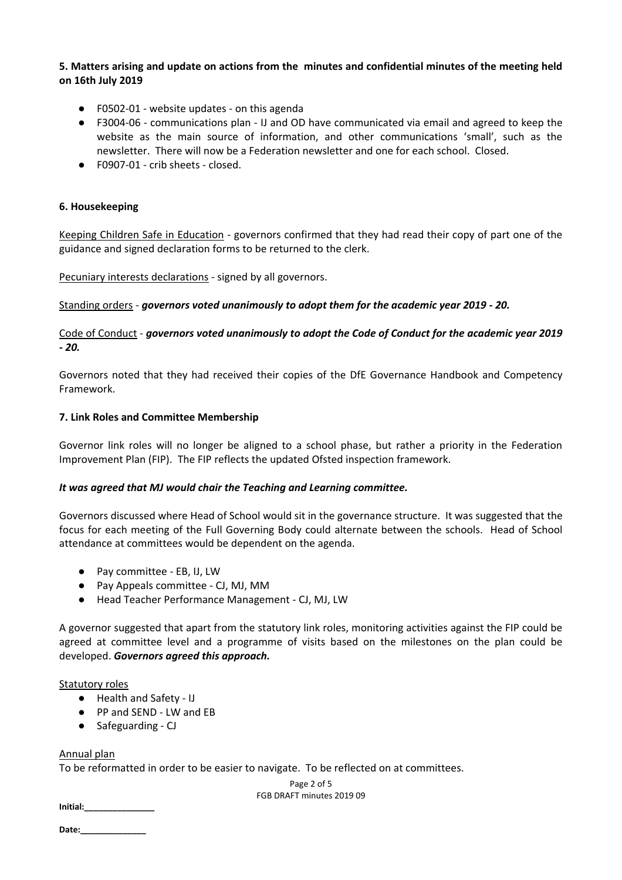**5. Matters arising and update on actions from the minutes and confidential minutes of the meeting held on 16th July 2019**

- F0502-01 - website updates - on this agenda
- F3004-06 - communications plan - IJ and OD have communicated via email and agreed to keep the website as the main source of information, and other communications 'small', such as the newsletter. There will now be a Federation newsletter and one for each school. Closed.
- F0907-01 - crib sheets - closed.

**6. Housekeeping**

Keeping Children Safe in Education - governors confirmed that they had read their copy of part one of the guidance and signed declaration forms to be returned to the clerk.

Pecuniary interests declarations - signed by all governors.

Standing orders - ***governors voted unanimously to adopt them for the academic year 2019 - 20.***

Code of Conduct - ***governors voted unanimously to adopt the Code of Conduct for the academic year 2019 - 20.***

Governors noted that they had received their copies of the DfE Governance Handbook and Competency Framework.

**7. Link Roles and Committee Membership**

Governor link roles will no longer be aligned to a school phase, but rather a priority in the Federation Improvement Plan (FIP). The FIP reflects the updated Ofsted inspection framework.

***It was agreed that MJ would chair the Teaching and Learning committee.***

Governors discussed where Head of School would sit in the governance structure. It was suggested that the focus for each meeting of the Full Governing Body could alternate between the schools. Head of School attendance at committees would be dependent on the agenda.

- Pay committee - EB, IJ, LW
- Pay Appeals committee - CJ, MJ, MM
- Head Teacher Performance Management - CJ, MJ, LW

A governor suggested that apart from the statutory link roles, monitoring activities against the FIP could be agreed at committee level and a programme of visits based on the milestones on the plan could be developed. ***Governors agreed this approach.***

Statutory roles

- Health and Safety - IJ
- PP and SEND - LW and EB
- Safeguarding - CJ

Annual plan

To be reformatted in order to be easier to navigate. To be reflected on at committees.

Initial:_______________

Date:______________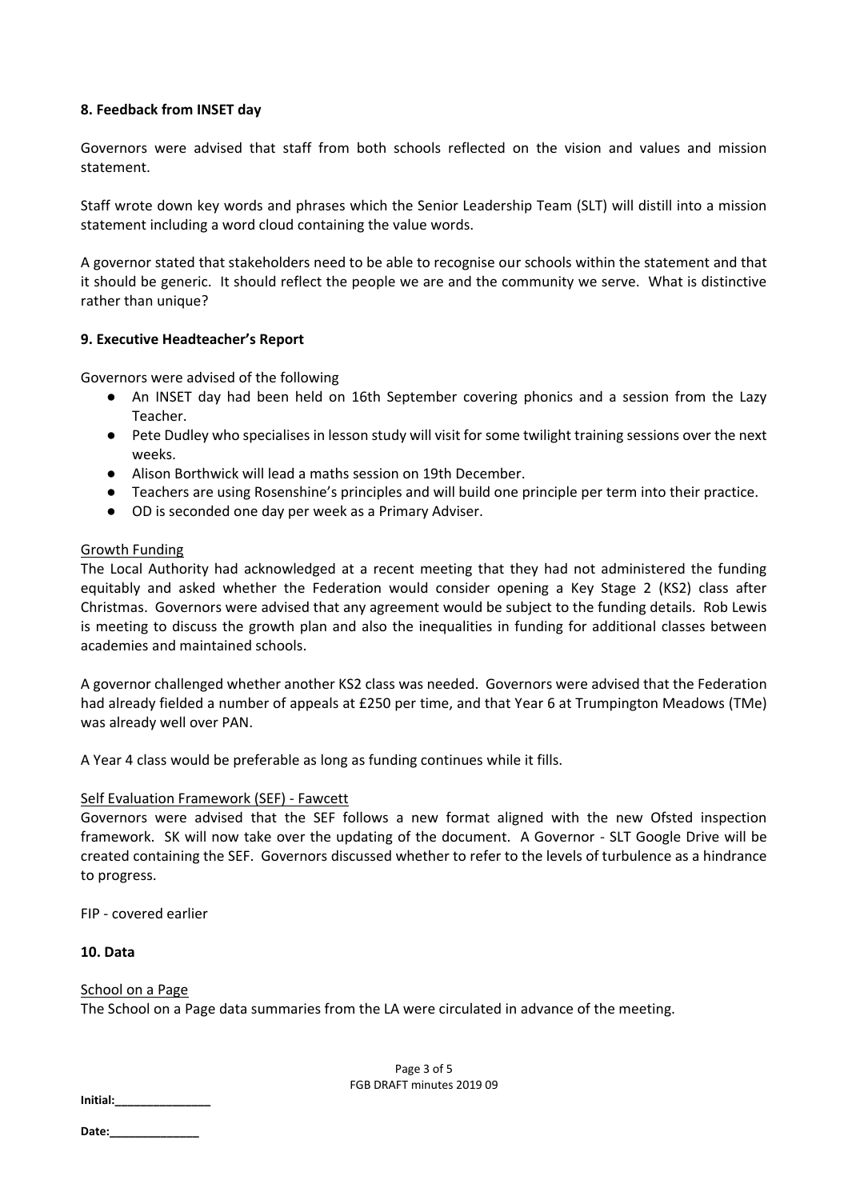**8. Feedback from INSET day**

Governors were advised that staff from both schools reflected on the vision and values and mission statement.

Staff wrote down key words and phrases which the Senior Leadership Team (SLT) will distill into a mission statement including a word cloud containing the value words.

A governor stated that stakeholders need to be able to recognise our schools within the statement and that it should be generic. It should reflect the people we are and the community we serve. What is distinctive rather than unique?

**9. Executive Headteacher's Report**

Governors were advised of the following

- An INSET day had been held on 16th September covering phonics and a session from the Lazy Teacher.
- Pete Dudley who specialises in lesson study will visit for some twilight training sessions over the next weeks.
- Alison Borthwick will lead a maths session on 19th December.
- Teachers are using Rosenshine's principles and will build one principle per term into their practice.
- OD is seconded one day per week as a Primary Adviser.

Growth Funding

The Local Authority had acknowledged at a recent meeting that they had not administered the funding equitably and asked whether the Federation would consider opening a Key Stage 2 (KS2) class after Christmas. Governors were advised that any agreement would be subject to the funding details. Rob Lewis is meeting to discuss the growth plan and also the inequalities in funding for additional classes between academies and maintained schools.

A governor challenged whether another KS2 class was needed. Governors were advised that the Federation had already fielded a number of appeals at £250 per time, and that Year 6 at Trumpington Meadows (TMe) was already well over PAN.

A Year 4 class would be preferable as long as funding continues while it fills.

Self Evaluation Framework (SEF) - Fawcett

Governors were advised that the SEF follows a new format aligned with the new Ofsted inspection framework. SK will now take over the updating of the document. A Governor - SLT Google Drive will be created containing the SEF. Governors discussed whether to refer to the levels of turbulence as a hindrance to progress.

FIP - covered earlier

**10. Data**

School on a Page

The School on a Page data summaries from the LA were circulated in advance of the meeting.

Initial:_______________

Date:______________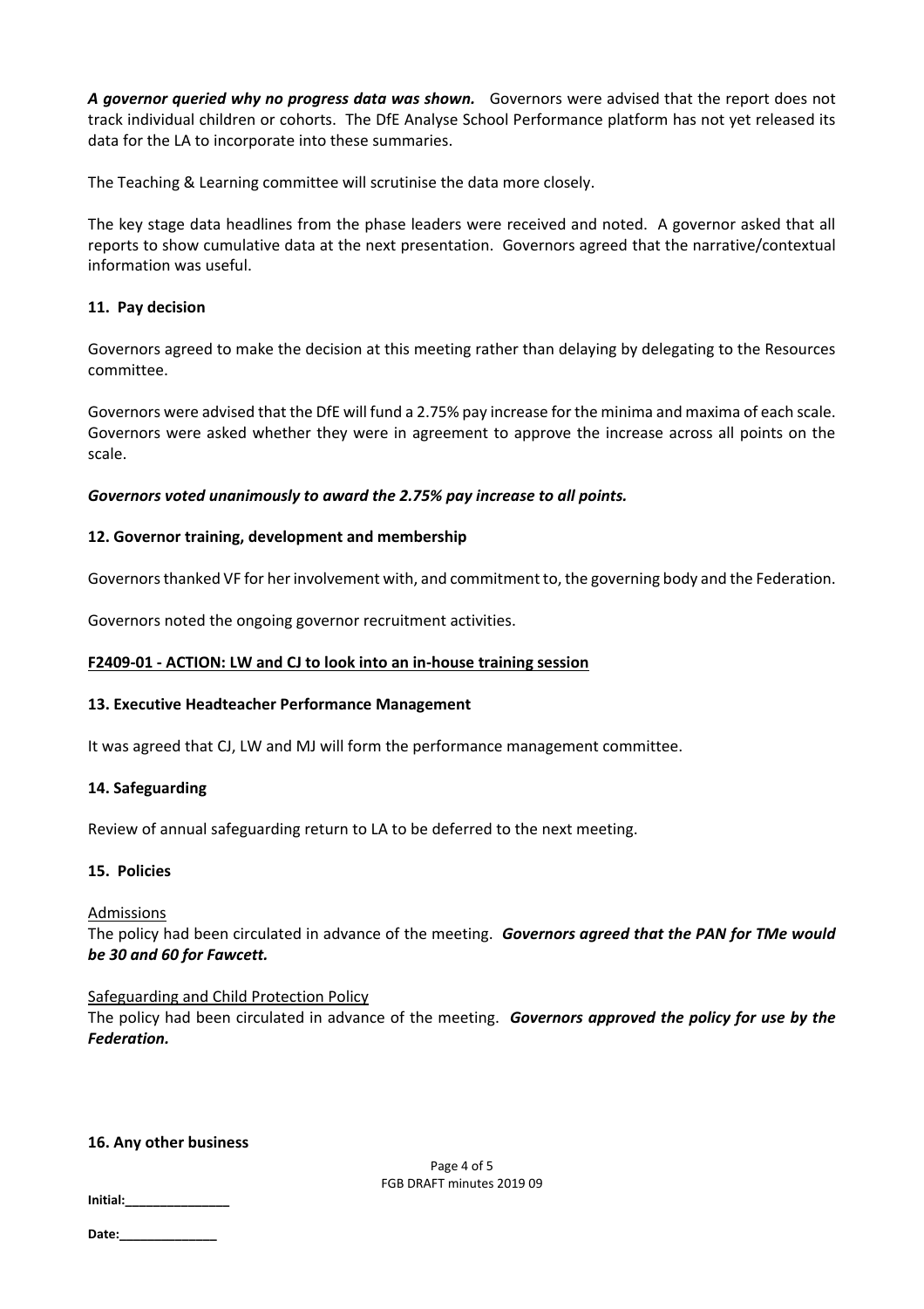***A governor queried why no progress data was shown.*** Governors were advised that the report does not track individual children or cohorts. The DfE Analyse School Performance platform has not yet released its data for the LA to incorporate into these summaries.

The Teaching & Learning committee will scrutinise the data more closely.

The key stage data headlines from the phase leaders were received and noted. A governor asked that all reports to show cumulative data at the next presentation. Governors agreed that the narrative/contextual information was useful.

**11. Pay decision**

Governors agreed to make the decision at this meeting rather than delaying by delegating to the Resources committee.

Governors were advised that the DfE will fund a 2.75% pay increase for the minima and maxima of each scale. Governors were asked whether they were in agreement to approve the increase across all points on the scale.

***Governors voted unanimously to award the 2.75% pay increase to all points.***

**12. Governor training, development and membership**

Governors thanked VF for her involvement with, and commitment to, the governing body and the Federation.

Governors noted the ongoing governor recruitment activities.

**F2409-01 - ACTION: LW and CJ to look into an in-house training session**

**13. Executive Headteacher Performance Management**

It was agreed that CJ, LW and MJ will form the performance management committee.

**14. Safeguarding**

Review of annual safeguarding return to LA to be deferred to the next meeting.

**15. Policies**

Admissions

The policy had been circulated in advance of the meeting. ***Governors agreed that the PAN for TMe would be 30 and 60 for Fawcett.***

Safeguarding and Child Protection Policy

The policy had been circulated in advance of the meeting. ***Governors approved the policy for use by the Federation.***

**16. Any other business**

**Initial:_______________**

**Date:______________**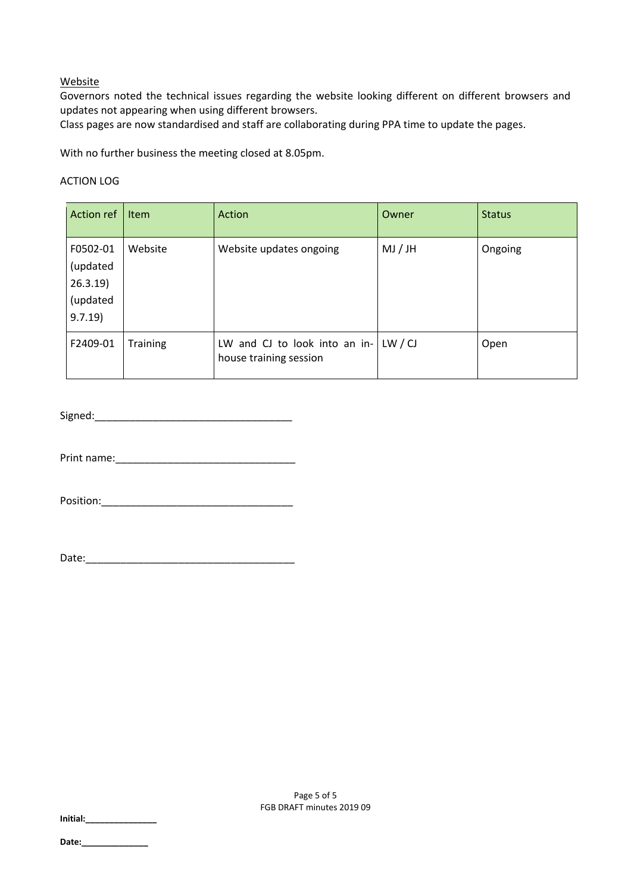Website

Governors noted the technical issues regarding the website looking different on different browsers and updates not appearing when using different browsers.

Class pages are now standardised and staff are collaborating during PPA time to update the pages.

With no further business the meeting closed at 8.05pm.

ACTION LOG

| Action ref | Item | Action | Owner | Status |
|---|---|---|---|---|
| F0502-01 (updated 26.3.19) (updated 9.7.19) | Website | Website updates ongoing | MJ / JH | Ongoing |
| F2409-01 | Training | LW and CJ to look into an in-house training session | LW / CJ | Open |

Signed:___________________________________

Print name:________________________________

Position:_________________________________

Date:____________________________________

**Initial:_______________**

**Date:______________**